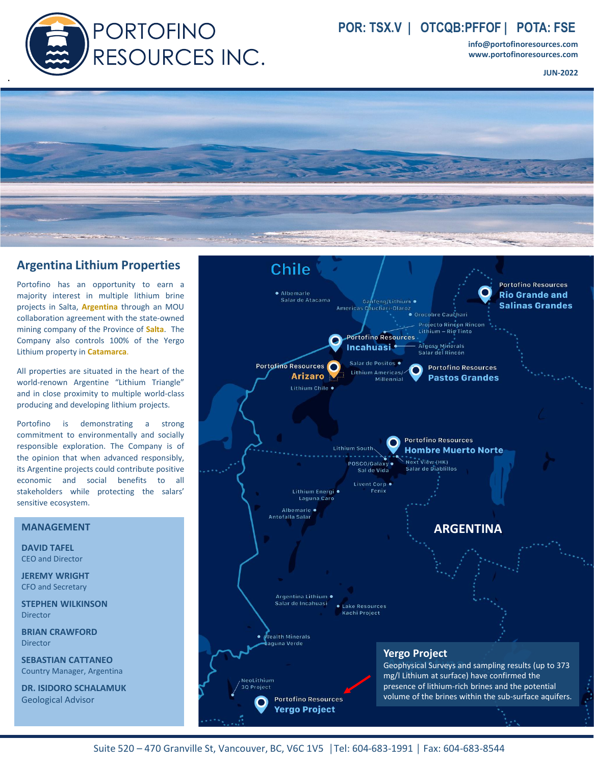# PORTOFINO RESOURCES INC.

**POR: TSX.V | OTCQB:PFFOF | POTA: FSE**

**info@portofinoresources.com**
**www.portofinoresources.com**

**JUN-2022**

## Argentina Lithium Properties

Portofino has an opportunity to earn a majority interest in multiple lithium brine projects in Salta, **Argentina** through an MOU collaboration agreement with the state-owned mining company of the Province of **Salta**. The Company also controls 100% of the Yergo Lithium property in **Catamarca**.

All properties are situated in the heart of the world-renown Argentine "Lithium Triangle" and in close proximity to multiple world-class producing and developing lithium projects.

Portofino is demonstrating a strong commitment to environmentally and socially responsible exploration. The Company is of the opinion that when advanced responsibly, its Argentine projects could contribute positive economic and social benefits to all stakeholders while protecting the salars' sensitive ecosystem.

## MANAGEMENT

**DAVID TAFEL**
CEO and Director

**JEREMY WRIGHT**
CFO and Secretary

**STEPHEN WILKINSON**
Director

**BRIAN CRAWFORD**
Director

**SEBASTIAN CATTANEO**
Country Manager, Argentina

**DR. ISIDORO SCHALAMUK**
Geological Advisor

### Yergo Project

Geophysical Surveys and sampling results (up to 373 mg/l Lithium at surface) have confirmed the presence of lithium-rich brines and the potential volume of the brines within the sub-surface aquifers.

Suite 520 – 470 Granville St, Vancouver, BC, V6C 1V5 | Tel: 604-683-1991 | Fax: 604-683-8544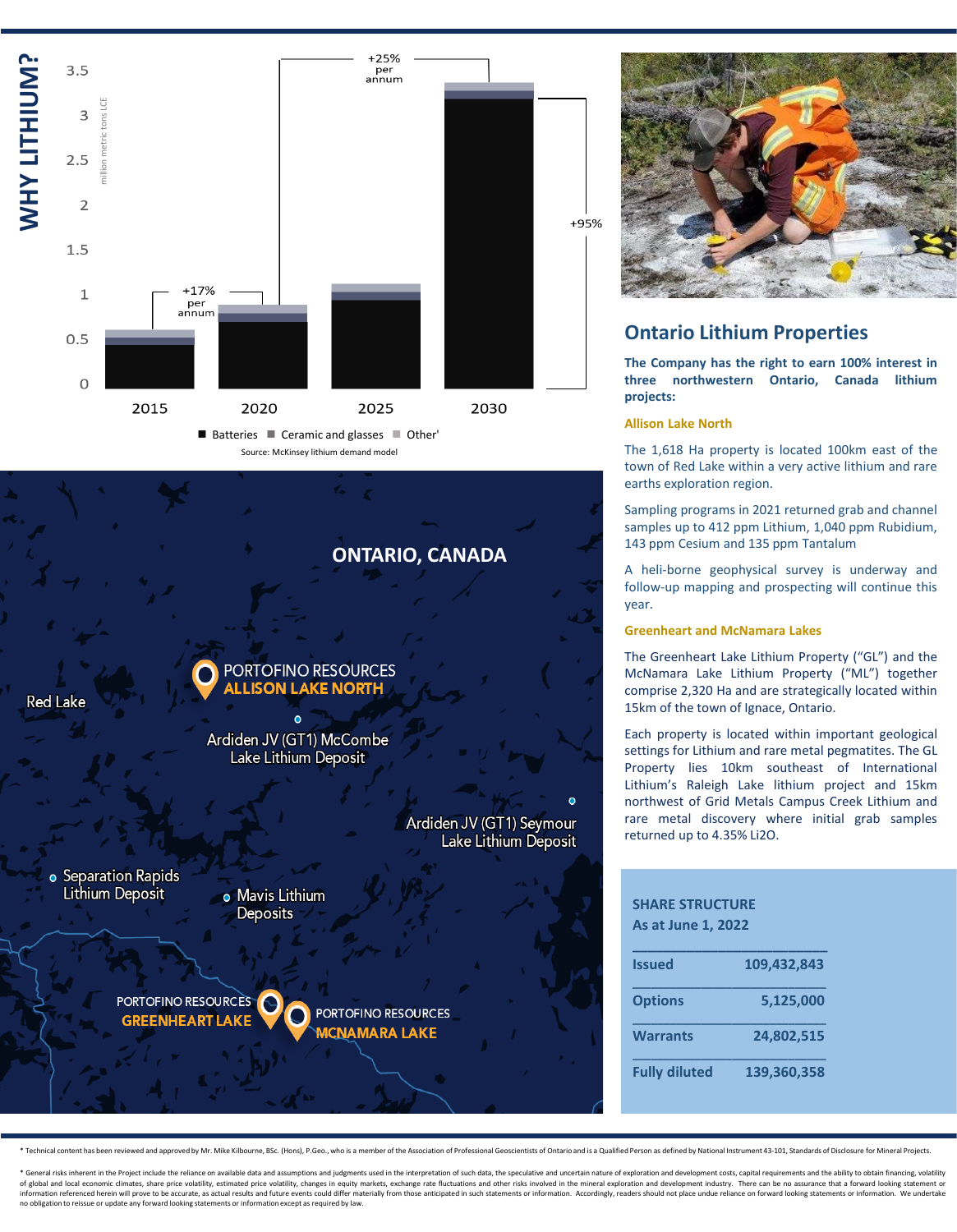# WHY LITHIUM?

million metric tons LCE

3.5
3
2.5
2
1.5
1
0.5
0

2015
2020
2025
2030

+17% per annum

+25% per annum

+95%

Batteries
Ceramic and glasses
Other'

Source: McKinsey lithium demand model

ONTARIO, CANADA

Red Lake

PORTOFINO RESOURCES ALLISON LAKE NORTH

Ardiden JV (GT1) McCombe Lake Lithium Deposit

Ardiden JV (GT1) Seymour Lake Lithium Deposit

Separation Rapids Lithium Deposit

Mavis Lithium Deposits

PORTOFINO RESOURCES GREENHEART LAKE

PORTOFINO RESOURCES MCNAMARA LAKE

## Ontario Lithium Properties

**The Company has the right to earn 100% interest in three northwestern Ontario, Canada lithium projects:**

### Allison Lake North

The 1,618 Ha property is located 100km east of the town of Red Lake within a very active lithium and rare earths exploration region.

Sampling programs in 2021 returned grab and channel samples up to 412 ppm Lithium, 1,040 ppm Rubidium, 143 ppm Cesium and 135 ppm Tantalum

A heli-borne geophysical survey is underway and follow-up mapping and prospecting will continue this year.

### Greenheart and McNamara Lakes

The Greenheart Lake Lithium Property ("GL") and the McNamara Lake Lithium Property ("ML") together comprise 2,320 Ha and are strategically located within 15km of the town of Ignace, Ontario.

Each property is located within important geological settings for Lithium and rare metal pegmatites. The GL Property lies 10km southeast of International Lithium's Raleigh Lake lithium project and 15km northwest of Grid Metals Campus Creek Lithium and rare metal discovery where initial grab samples returned up to 4.35% $Li_2O$.

**SHARE STRUCTURE**
**As at June 1, 2022**

| | |
|---|---|
| **Issued** | **109,432,843** |
| **Options** | **5,125,000** |
| **Warrants** | **24,802,515** |
| **Fully diluted** | **139,360,358** |

* Technical content has been reviewed and approved by Mr. Mike Kilbourne, BSc. (Hons), P.Geo., who is a member of the Association of Professional Geoscientists of Ontario and is a Qualified Person as defined by National Instrument 43-101, Standards of Disclosure for Mineral Projects.

* General risks inherent in the Project include the reliance on available data and assumptions and judgments used in the interpretation of such data, the speculative and uncertain nature of exploration and development costs, capital requirements and the ability to obtain financing, volatility of global and local economic climates, share price volatility, estimated price volatility, changes in equity markets, exchange rate fluctuations and other risks involved in the mineral exploration and development industry. There can be no assurance that a forward looking statement or information referenced herein will prove to be accurate, as actual results and future events could differ materially from those anticipated in such statements or information. Accordingly, readers should not place undue reliance on forward looking statements or information. We undertake no obligation to reissue or update any forward looking statements or information except as required by law.